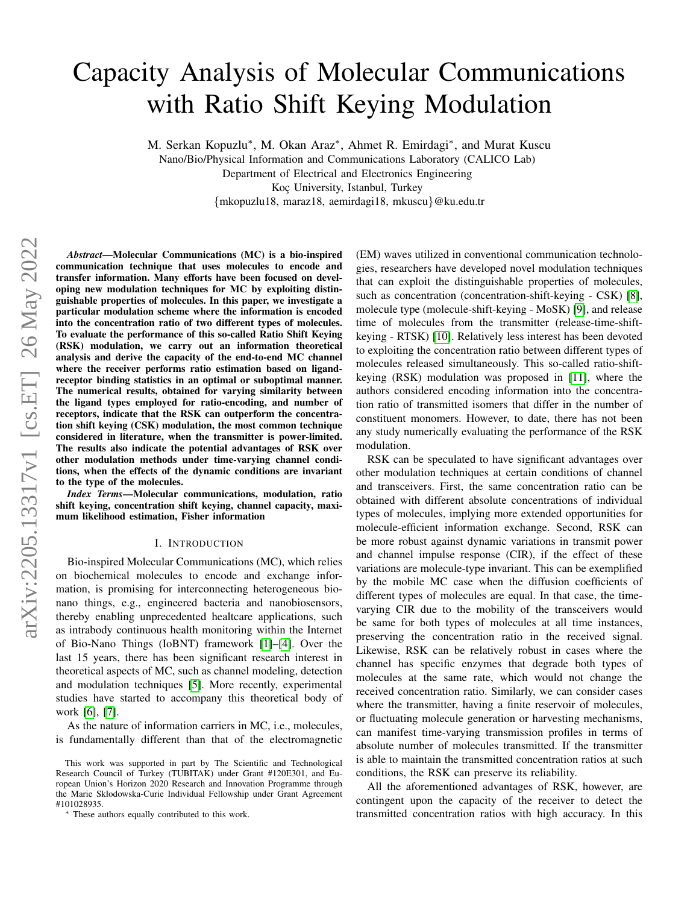# Capacity Analysis of Molecular Communications with Ratio Shift Keying Modulation

M. Serkan Kopuzlu*, M. Okan Araz*, Ahmet R. Emirdagi*, and Murat Kuscu

Nano/Bio/Physical Information and Communications Laboratory (CALICO Lab)

Department of Electrical and Electronics Engineering

Koç University, Istanbul, Turkey

{mkopuzlu18, maraz18, aemirdagi18, mkuscu}@ku.edu.tr

***Abstract*—Molecular Communications (MC) is a bio-inspired communication technique that uses molecules to encode and transfer information. Many efforts have been focused on developing new modulation techniques for MC by exploiting distinguishable properties of molecules. In this paper, we investigate a particular modulation scheme where the information is encoded into the concentration ratio of two different types of molecules. To evaluate the performance of this so-called Ratio Shift Keying (RSK) modulation, we carry out an information theoretical analysis and derive the capacity of the end-to-end MC channel where the receiver performs ratio estimation based on ligand-receptor binding statistics in an optimal or suboptimal manner. The numerical results, obtained for varying similarity between the ligand types employed for ratio-encoding, and number of receptors, indicate that the RSK can outperform the concentration shift keying (CSK) modulation, the most common technique considered in literature, when the transmitter is power-limited. The results also indicate the potential advantages of RSK over other modulation methods under time-varying channel conditions, when the effects of the dynamic conditions are invariant to the type of the molecules.**

***Index Terms*—Molecular communications, modulation, ratio shift keying, concentration shift keying, channel capacity, maximum likelihood estimation, Fisher information**

## I. Introduction

Bio-inspired Molecular Communications (MC), which relies on biochemical molecules to encode and exchange information, is promising for interconnecting heterogeneous bio-nano things, e.g., engineered bacteria and nanobiosensors, thereby enabling unprecedented healthcare applications, such as intrabody continuous health monitoring within the Internet of Bio-Nano Things (IoBNT) framework [1]–[4]. Over the last 15 years, there has been significant research interest in theoretical aspects of MC, such as channel modeling, detection and modulation techniques [5]. More recently, experimental studies have started to accompany this theoretical body of work [6], [7].

As the nature of information carriers in MC, i.e., molecules, is fundamentally different than that of the electromagnetic (EM) waves utilized in conventional communication technologies, researchers have developed novel modulation techniques that can exploit the distinguishable properties of molecules, such as concentration (concentration-shift-keying - CSK) [8], molecule type (molecule-shift-keying - MoSK) [9], and release time of molecules from the transmitter (release-time-shift-keying - RTSK) [10]. Relatively less interest has been devoted to exploiting the concentration ratio between different types of molecules released simultaneously. This so-called ratio-shift-keying (RSK) modulation was proposed in [11], where the authors considered encoding information into the concentration ratio of transmitted isomers that differ in the number of constituent monomers. However, to date, there has not been any study numerically evaluating the performance of the RSK modulation.

RSK can be speculated to have significant advantages over other modulation techniques at certain conditions of channel and transceivers. First, the same concentration ratio can be obtained with different absolute concentrations of individual types of molecules, implying more extended opportunities for molecule-efficient information exchange. Second, RSK can be more robust against dynamic variations in transmit power and channel impulse response (CIR), if the effect of these variations are molecule-type invariant. This can be exemplified by the mobile MC case when the diffusion coefficients of different types of molecules are equal. In that case, the time-varying CIR due to the mobility of the transceivers would be same for both types of molecules at all time instances, preserving the concentration ratio in the received signal. Likewise, RSK can be relatively robust in cases where the channel has specific enzymes that degrade both types of molecules at the same rate, which would not change the received concentration ratio. Similarly, we can consider cases where the transmitter, having a finite reservoir of molecules, or fluctuating molecule generation or harvesting mechanisms, can manifest time-varying transmission profiles in terms of absolute number of molecules transmitted. If the transmitter is able to maintain the transmitted concentration ratios at such conditions, the RSK can preserve its reliability.

All the aforementioned advantages of RSK, however, are contingent upon the capacity of the receiver to detect the transmitted concentration ratios with high accuracy. In this

---

This work was supported in part by The Scientific and Technological Research Council of Turkey (TUBITAK) under Grant #120E301, and European Union's Horizon 2020 Research and Innovation Programme through the Marie Skłodowska-Curie Individual Fellowship under Grant Agreement #101028935.

* These authors equally contributed to this work.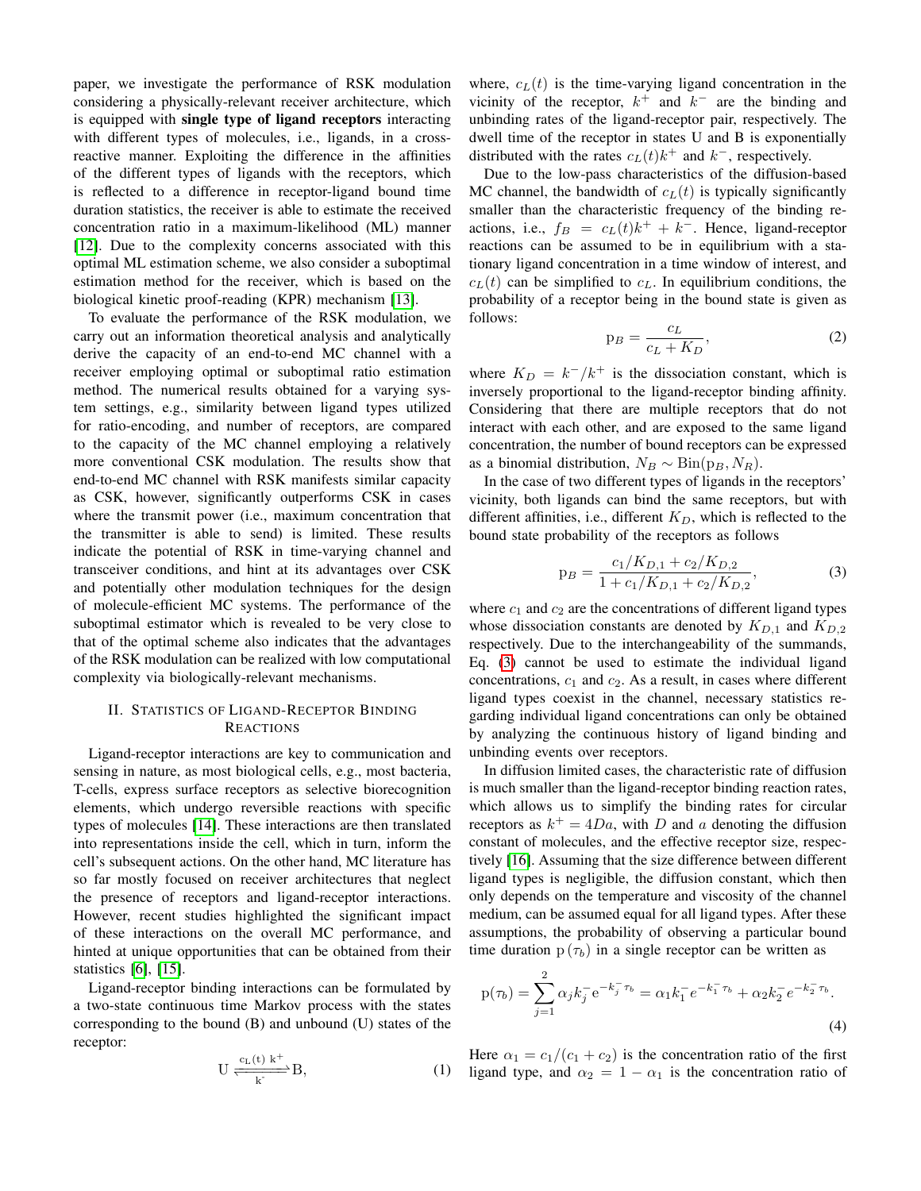paper, we investigate the performance of RSK modulation considering a physically-relevant receiver architecture, which is equipped with **single type of ligand receptors** interacting with different types of molecules, i.e., ligands, in a cross-reactive manner. Exploiting the difference in the affinities of the different types of ligands with the receptors, which is reflected to a difference in receptor-ligand bound time duration statistics, the receiver is able to estimate the received concentration ratio in a maximum-likelihood (ML) manner [12]. Due to the complexity concerns associated with this optimal ML estimation scheme, we also consider a suboptimal estimation method for the receiver, which is based on the biological kinetic proof-reading (KPR) mechanism [13].

To evaluate the performance of the RSK modulation, we carry out an information theoretical analysis and analytically derive the capacity of an end-to-end MC channel with a receiver employing optimal or suboptimal ratio estimation method. The numerical results obtained for a varying system settings, e.g., similarity between ligand types utilized for ratio-encoding, and number of receptors, are compared to the capacity of the MC channel employing a relatively more conventional CSK modulation. The results show that end-to-end MC channel with RSK manifests similar capacity as CSK, however, significantly outperforms CSK in cases where the transmit power (i.e., maximum concentration that the transmitter is able to send) is limited. These results indicate the potential of RSK in time-varying channel and transceiver conditions, and hint at its advantages over CSK and potentially other modulation techniques for the design of molecule-efficient MC systems. The performance of the suboptimal estimator which is revealed to be very close to that of the optimal scheme also indicates that the advantages of the RSK modulation can be realized with low computational complexity via biologically-relevant mechanisms.

## II. Statistics of Ligand-Receptor Binding Reactions

Ligand-receptor interactions are key to communication and sensing in nature, as most biological cells, e.g., most bacteria, T-cells, express surface receptors as selective biorecognition elements, which undergo reversible reactions with specific types of molecules [14]. These interactions are then translated into representations inside the cell, which in turn, inform the cell's subsequent actions. On the other hand, MC literature has so far mostly focused on receiver architectures that neglect the presence of receptors and ligand-receptor interactions. However, recent studies highlighted the significant impact of these interactions on the overall MC performance, and hinted at unique opportunities that can be obtained from their statistics [6], [15].

Ligand-receptor binding interactions can be formulated by a two-state continuous time Markov process with the states corresponding to the bound (B) and unbound (U) states of the receptor:

$$\mathrm{U} \underset{k^-}{\overset{c_L(t)\,k^+}{\rightleftharpoons}} \mathrm{B}, \tag{1}$$

where, $c_L(t)$ is the time-varying ligand concentration in the vicinity of the receptor, $k^+$ and $k^-$ are the binding and unbinding rates of the ligand-receptor pair, respectively. The dwell time of the receptor in states U and B is exponentially distributed with the rates $c_L(t)k^+$ and $k^-$, respectively.

Due to the low-pass characteristics of the diffusion-based MC channel, the bandwidth of $c_L(t)$ is typically significantly smaller than the characteristic frequency of the binding reactions, i.e., $f_B = c_L(t)k^+ + k^-$. Hence, ligand-receptor reactions can be assumed to be in equilibrium with a stationary ligand concentration in a time window of interest, and $c_L(t)$ can be simplified to $c_L$. In equilibrium conditions, the probability of a receptor being in the bound state is given as follows:

$$\mathrm{p}_B = \frac{c_L}{c_L + K_D}, \tag{2}$$

where $K_D = k^-/k^+$ is the dissociation constant, which is inversely proportional to the ligand-receptor binding affinity. Considering that there are multiple receptors that do not interact with each other, and are exposed to the same ligand concentration, the number of bound receptors can be expressed as a binomial distribution, $N_B \sim \mathrm{Bin}(\mathrm{p}_B, N_R)$.

In the case of two different types of ligands in the receptors' vicinity, both ligands can bind the same receptors, but with different affinities, i.e., different $K_D$, which is reflected to the bound state probability of the receptors as follows

$$\mathrm{p}_B = \frac{c_1/K_{D,1} + c_2/K_{D,2}}{1 + c_1/K_{D,1} + c_2/K_{D,2}}, \tag{3}$$

where $c_1$ and $c_2$ are the concentrations of different ligand types whose dissociation constants are denoted by $K_{D,1}$ and $K_{D,2}$ respectively. Due to the interchangeability of the summands, Eq. (3) cannot be used to estimate the individual ligand concentrations, $c_1$ and $c_2$. As a result, in cases where different ligand types coexist in the channel, necessary statistics regarding individual ligand concentrations can only be obtained by analyzing the continuous history of ligand binding and unbinding events over receptors.

In diffusion limited cases, the characteristic rate of diffusion is much smaller than the ligand-receptor binding reaction rates, which allows us to simplify the binding rates for circular receptors as $k^+ = 4Da$, with $D$ and $a$ denoting the diffusion constant of molecules, and the effective receptor size, respectively [16]. Assuming that the size difference between different ligand types is negligible, the diffusion constant, which then only depends on the temperature and viscosity of the channel medium, can be assumed equal for all ligand types. After these assumptions, the probability of observing a particular bound time duration $\mathrm{p}(\tau_b)$ in a single receptor can be written as

$$\mathrm{p}(\tau_b) = \sum_{j=1}^{2} \alpha_j k_j^- \mathrm{e}^{-k_j^- \tau_b} = \alpha_1 k_1^- e^{-k_1^- \tau_b} + \alpha_2 k_2^- e^{-k_2^- \tau_b}. \tag{4}$$

Here $\alpha_1 = c_1/(c_1 + c_2)$ is the concentration ratio of the first ligand type, and $\alpha_2 = 1 - \alpha_1$ is the concentration ratio of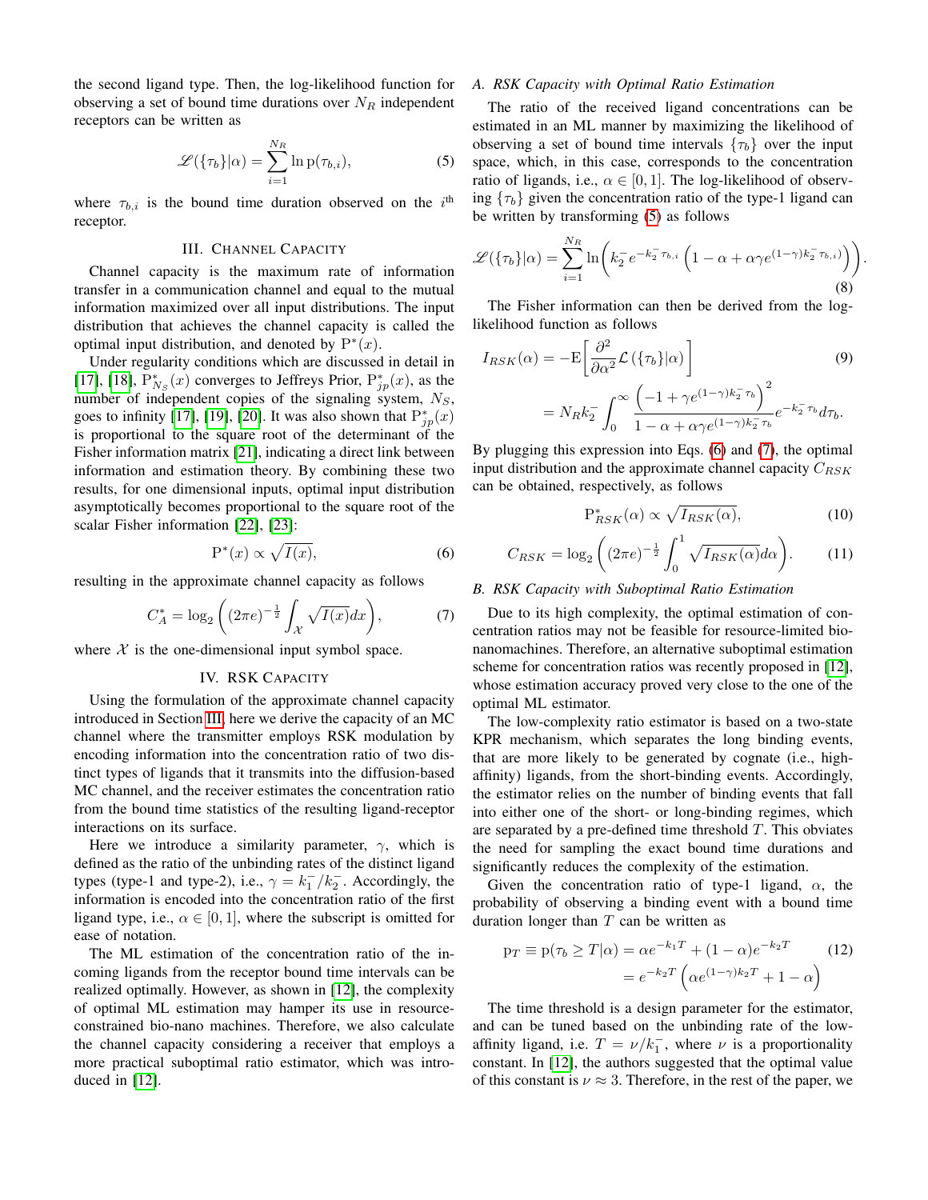the second ligand type. Then, the log-likelihood function for observing a set of bound time durations over $N_R$ independent receptors can be written as

$$\mathscr{L}(\{\tau_b\}|\alpha) = \sum_{i=1}^{N_R} \ln \mathrm{p}(\tau_{b,i}), \tag{5}$$

where $\tau_{b,i}$ is the bound time duration observed on the $i^{\text{th}}$ receptor.

## III. Channel Capacity

Channel capacity is the maximum rate of information transfer in a communication channel and equal to the mutual information maximized over all input distributions. The input distribution that achieves the channel capacity is called the optimal input distribution, and denoted by $\mathrm{P}^*(x)$.

Under regularity conditions which are discussed in detail in [17], [18], $\mathrm{P}^*_{N_S}(x)$ converges to Jeffreys Prior, $\mathrm{P}^*_{jp}(x)$, as the number of independent copies of the signaling system, $N_S$, goes to infinity [17], [19], [20]. It was also shown that $\mathrm{P}^*_{jp}(x)$ is proportional to the square root of the determinant of the Fisher information matrix [21], indicating a direct link between information and estimation theory. By combining these two results, for one dimensional inputs, optimal input distribution asymptotically becomes proportional to the square root of the scalar Fisher information [22], [23]:

$$\mathrm{P}^*(x) \propto \sqrt{I(x)}, \tag{6}$$

resulting in the approximate channel capacity as follows

$$C_A^* = \log_2\left((2\pi e)^{-\frac{1}{2}} \int_{\mathcal{X}} \sqrt{I(x)} dx\right), \tag{7}$$

where $\mathcal{X}$ is the one-dimensional input symbol space.

## IV. RSK Capacity

Using the formulation of the approximate channel capacity introduced in Section III, here we derive the capacity of an MC channel where the transmitter employs RSK modulation by encoding information into the concentration ratio of two distinct types of ligands that it transmits into the diffusion-based MC channel, and the receiver estimates the concentration ratio from the bound time statistics of the resulting ligand-receptor interactions on its surface.

Here we introduce a similarity parameter, $\gamma$, which is defined as the ratio of the unbinding rates of the distinct ligand types (type-1 and type-2), i.e., $\gamma = k_1^-/k_2^-$. Accordingly, the information is encoded into the concentration ratio of the first ligand type, i.e., $\alpha \in [0,1]$, where the subscript is omitted for ease of notation.

The ML estimation of the concentration ratio of the incoming ligands from the receptor bound time intervals can be realized optimally. However, as shown in [12], the complexity of optimal ML estimation may hamper its use in resource-constrained bio-nano machines. Therefore, we also calculate the channel capacity considering a receiver that employs a more practical suboptimal ratio estimator, which was introduced in [12].

### A. RSK Capacity with Optimal Ratio Estimation

The ratio of the received ligand concentrations can be estimated in an ML manner by maximizing the likelihood of observing a set of bound time intervals $\{\tau_b\}$ over the input space, which, in this case, corresponds to the concentration ratio of ligands, i.e., $\alpha \in [0,1]$. The log-likelihood of observing $\{\tau_b\}$ given the concentration ratio of the type-1 ligand can be written by transforming (5) as follows

$$\mathscr{L}(\{\tau_b\}|\alpha) = \sum_{i=1}^{N_R} \ln\left(k_2^- e^{-k_2^- \tau_{b,i}} \left(1 - \alpha + \alpha\gamma e^{(1-\gamma)k_2^- \tau_{b,i}}\right)\right). \tag{8}$$

The Fisher information can then be derived from the log-likelihood function as follows

$$\begin{aligned} I_{RSK}(\alpha) &= -\mathrm{E}\left[\frac{\partial^2}{\partial \alpha^2} \mathcal{L}\left(\{\tau_b\}|\alpha\right)\right] \\ &= N_R k_2^- \int_0^\infty \frac{\left(-1 + \gamma e^{(1-\gamma)k_2^- \tau_b}\right)^2}{1 - \alpha + \alpha\gamma e^{(1-\gamma)k_2^- \tau_b}} e^{-k_2^- \tau_b} d\tau_b. \end{aligned} \tag{9}$$

By plugging this expression into Eqs. (6) and (7), the optimal input distribution and the approximate channel capacity $C_{RSK}$ can be obtained, respectively, as follows

$$\mathrm{P}^*_{RSK}(\alpha) \propto \sqrt{I_{RSK}(\alpha)}, \tag{10}$$

$$C_{RSK} = \log_2\left((2\pi e)^{-\frac{1}{2}} \int_0^1 \sqrt{I_{RSK}(\alpha)} d\alpha\right). \tag{11}$$

### B. RSK Capacity with Suboptimal Ratio Estimation

Due to its high complexity, the optimal estimation of concentration ratios may not be feasible for resource-limited bio-nanomachines. Therefore, an alternative suboptimal estimation scheme for concentration ratios was recently proposed in [12], whose estimation accuracy proved very close to the one of the optimal ML estimator.

The low-complexity ratio estimator is based on a two-state KPR mechanism, which separates the long binding events, that are more likely to be generated by cognate (i.e., high-affinity) ligands, from the short-binding events. Accordingly, the estimator relies on the number of binding events that fall into either one of the short- or long-binding regimes, which are separated by a pre-defined time threshold $T$. This obviates the need for sampling the exact bound time durations and significantly reduces the complexity of the estimation.

Given the concentration ratio of type-1 ligand, $\alpha$, the probability of observing a binding event with a bound time duration longer than $T$ can be written as

$$\begin{aligned} \mathrm{p}_T \equiv \mathrm{p}(\tau_b \geq T|\alpha) &= \alpha e^{-k_1 T} + (1-\alpha)e^{-k_2 T} \\ &= e^{-k_2 T}\left(\alpha e^{(1-\gamma)k_2 T} + 1 - \alpha\right) \end{aligned} \tag{12}$$

The time threshold is a design parameter for the estimator, and can be tuned based on the unbinding rate of the low-affinity ligand, i.e. $T = \nu/k_1^-$, where $\nu$ is a proportionality constant. In [12], the authors suggested that the optimal value of this constant is $\nu \approx 3$. Therefore, in the rest of the paper, we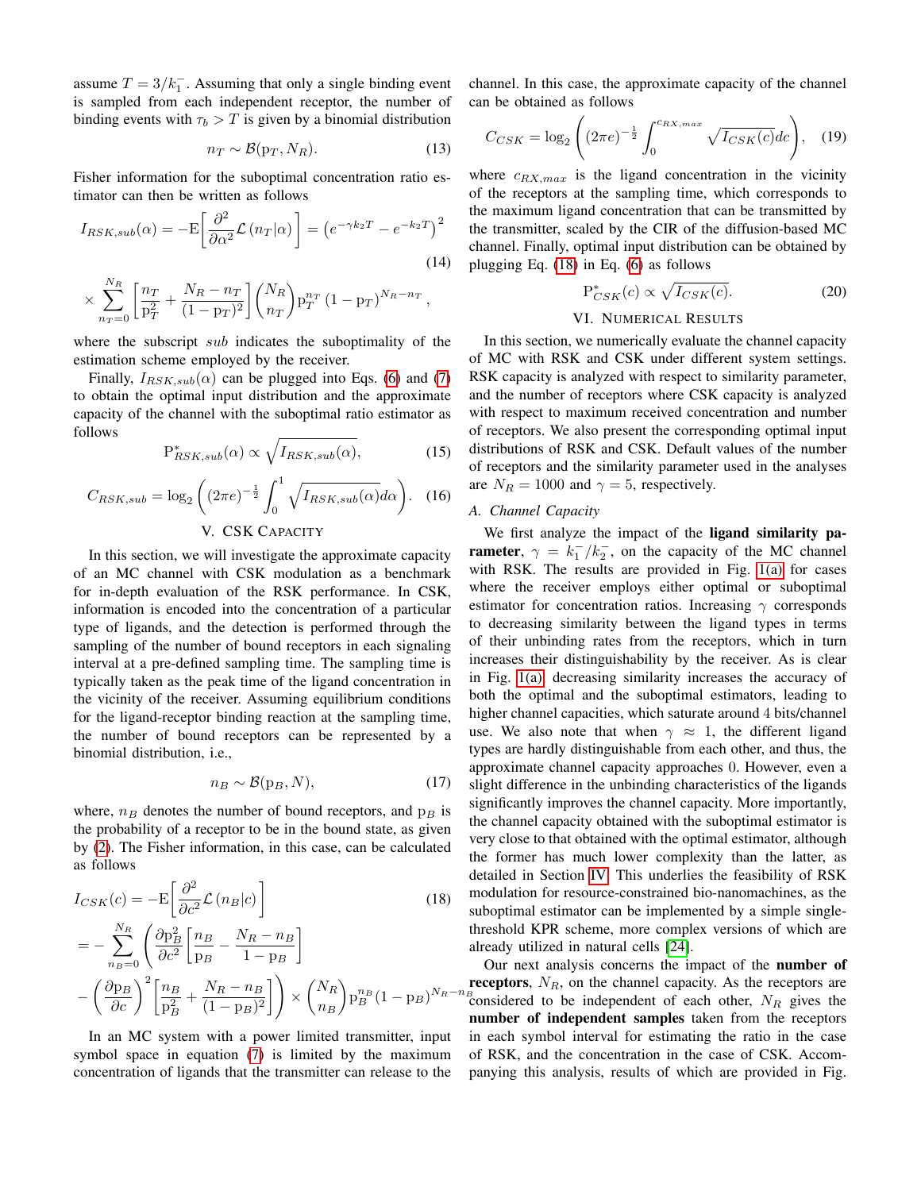assume $T = 3/k_1^-$. Assuming that only a single binding event is sampled from each independent receptor, the number of binding events with $\tau_b > T$ is given by a binomial distribution

$$n_T \sim \mathcal{B}(\mathrm{p}_T, N_R). \tag{13}$$

Fisher information for the suboptimal concentration ratio estimator can then be written as follows

$$I_{RSK,sub}(\alpha) = -\mathrm{E}\bigg[\frac{\partial^2}{\partial \alpha^2}\mathcal{L}\left(n_T|\alpha\right)\bigg] = \left(e^{-\gamma k_2 T} - e^{-k_2 T}\right)^2 \tag{14}$$

$$\times \sum_{n_T=0}^{N_R}\left[\frac{n_T}{\mathrm{p}_T^2} + \frac{N_R - n_T}{(1-\mathrm{p}_T)^2}\right]\binom{N_R}{n_T}\mathrm{p}_T^{n_T}\left(1-\mathrm{p}_T\right)^{N_R - n_T},$$

where the subscript $sub$ indicates the suboptimality of the estimation scheme employed by the receiver.

Finally, $I_{RSK,sub}(\alpha)$ can be plugged into Eqs. (6) and (7) to obtain the optimal input distribution and the approximate capacity of the channel with the suboptimal ratio estimator as follows

$$\mathrm{P}^*_{RSK,sub}(\alpha) \propto \sqrt{I_{RSK,sub}(\alpha)}, \tag{15}$$

$$C_{RSK,sub} = \log_2\left((2\pi e)^{-\frac{1}{2}}\int_0^1 \sqrt{I_{RSK,sub}(\alpha)}d\alpha\right). \tag{16}$$

## V. CSK Capacity

In this section, we will investigate the approximate capacity of an MC channel with CSK modulation as a benchmark for in-depth evaluation of the RSK performance. In CSK, information is encoded into the concentration of a particular type of ligands, and the detection is performed through the sampling of the number of bound receptors in each signaling interval at a pre-defined sampling time. The sampling time is typically taken as the peak time of the ligand concentration in the vicinity of the receiver. Assuming equilibrium conditions for the ligand-receptor binding reaction at the sampling time, the number of bound receptors can be represented by a binomial distribution, i.e.,

$$n_B \sim \mathcal{B}(\mathrm{p}_B, N), \tag{17}$$

where, $n_B$ denotes the number of bound receptors, and $\mathrm{p}_B$ is the probability of a receptor to be in the bound state, as given by (2). The Fisher information, in this case, can be calculated as follows

$$I_{CSK}(c) = -\mathrm{E}\bigg[\frac{\partial^2}{\partial c^2}\mathcal{L}\left(n_B|c\right)\bigg] \tag{18}$$

$$= -\sum_{n_B=0}^{N_R}\left(\frac{\partial \mathrm{p}_B^2}{\partial c^2}\left[\frac{n_B}{\mathrm{p}_B} - \frac{N_R - n_B}{1-\mathrm{p}_B}\right]\right.$$

$$\left. - \left(\frac{\partial \mathrm{p}_B}{\partial c}\right)^2\left[\frac{n_B}{\mathrm{p}_B^2} + \frac{N_R - n_B}{(1-\mathrm{p}_B)^2}\right]\right) \times \binom{N_R}{n_B}\mathrm{p}_B^{n_B}(1-\mathrm{p}_B)^{N_R - n_B}$$

In an MC system with a power limited transmitter, input symbol space in equation (7) is limited by the maximum concentration of ligands that the transmitter can release to the channel. In this case, the approximate capacity of the channel can be obtained as follows

$$C_{CSK} = \log_2\left((2\pi e)^{-\frac{1}{2}}\int_0^{c_{RX,max}} \sqrt{I_{CSK}(c)}dc\right), \tag{19}$$

where $c_{RX,max}$ is the ligand concentration in the vicinity of the receptors at the sampling time, which corresponds to the maximum ligand concentration that can be transmitted by the transmitter, scaled by the CIR of the diffusion-based MC channel. Finally, optimal input distribution can be obtained by plugging Eq. (18) in Eq. (6) as follows

$$\mathrm{P}^*_{CSK}(c) \propto \sqrt{I_{CSK}(c)}. \tag{20}$$

## VI. Numerical Results

In this section, we numerically evaluate the channel capacity of MC with RSK and CSK under different system settings. RSK capacity is analyzed with respect to similarity parameter, and the number of receptors where CSK capacity is analyzed with respect to maximum received concentration and number of receptors. We also present the corresponding optimal input distributions of RSK and CSK. Default values of the number of receptors and the similarity parameter used in the analyses are $N_R = 1000$ and $\gamma = 5$, respectively.

### A. Channel Capacity

We first analyze the impact of the **ligand similarity parameter**, $\gamma = k_1^-/k_2^-$, on the capacity of the MC channel with RSK. The results are provided in Fig. 1(a) for cases where the receiver employs either optimal or suboptimal estimator for concentration ratios. Increasing $\gamma$ corresponds to decreasing similarity between the ligand types in terms of their unbinding rates from the receptors, which in turn increases their distinguishability by the receiver. As is clear in Fig. 1(a), decreasing similarity increases the accuracy of both the optimal and the suboptimal estimators, leading to higher channel capacities, which saturate around 4 bits/channel use. We also note that when $\gamma \approx 1$, the different ligand types are hardly distinguishable from each other, and thus, the approximate channel capacity approaches 0. However, even a slight difference in the unbinding characteristics of the ligands significantly improves the channel capacity. More importantly, the channel capacity obtained with the suboptimal estimator is very close to that obtained with the optimal estimator, although the former has much lower complexity than the latter, as detailed in Section IV. This underlies the feasibility of RSK modulation for resource-constrained bio-nanomachines, as the suboptimal estimator can be implemented by a simple single-threshold KPR scheme, more complex versions of which are already utilized in natural cells [24].

Our next analysis concerns the impact of the **number of receptors**, $N_R$, on the channel capacity. As the receptors are considered to be independent of each other, $N_R$ gives the **number of independent samples** taken from the receptors in each symbol interval for estimating the ratio in the case of RSK, and the concentration in the case of CSK. Accompanying this analysis, results of which are provided in Fig.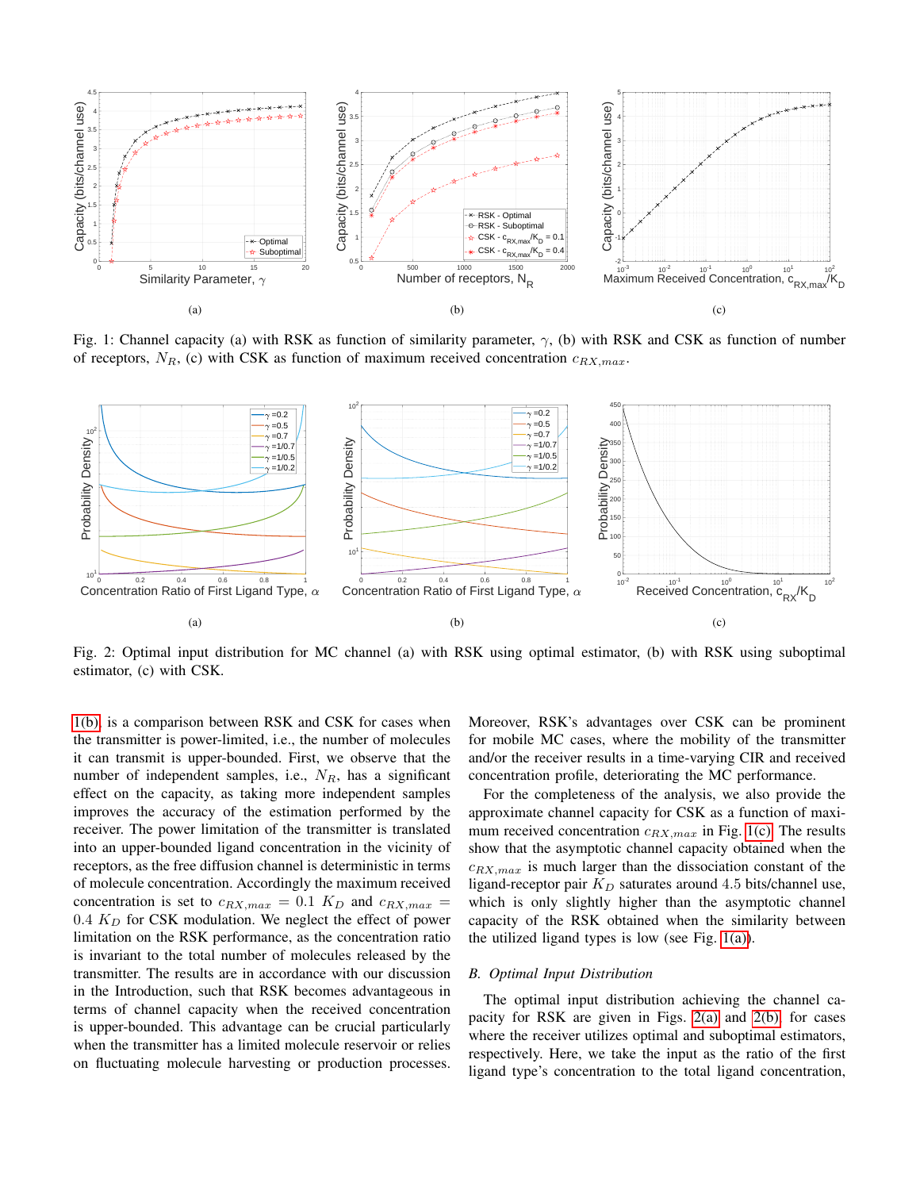Fig. 1: Channel capacity (a) with RSK as function of similarity parameter, $\gamma$, (b) with RSK and CSK as function of number of receptors, $N_R$, (c) with CSK as function of maximum received concentration $c_{RX,max}$.

Fig. 2: Optimal input distribution for MC channel (a) with RSK using optimal estimator, (b) with RSK using suboptimal estimator, (c) with CSK.

1(b) is a comparison between RSK and CSK for cases when the transmitter is power-limited, i.e., the number of molecules it can transmit is upper-bounded. First, we observe that the number of independent samples, i.e., $N_R$, has a significant effect on the capacity, as taking more independent samples improves the accuracy of the estimation performed by the receiver. The power limitation of the transmitter is translated into an upper-bounded ligand concentration in the vicinity of receptors, as the free diffusion channel is deterministic in terms of molecule concentration. Accordingly the maximum received concentration is set to $c_{RX,max} = 0.1\ K_D$ and $c_{RX,max} = 0.4\ K_D$ for CSK modulation. We neglect the effect of power limitation on the RSK performance, as the concentration ratio is invariant to the total number of molecules released by the transmitter. The results are in accordance with our discussion in the Introduction, such that RSK becomes advantageous in terms of channel capacity when the received concentration is upper-bounded. This advantage can be crucial particularly when the transmitter has a limited molecule reservoir or relies on fluctuating molecule harvesting or production processes. Moreover, RSK's advantages over CSK can be prominent for mobile MC cases, where the mobility of the transmitter and/or the receiver results in a time-varying CIR and received concentration profile, deteriorating the MC performance.

For the completeness of the analysis, we also provide the approximate channel capacity for CSK as a function of maximum received concentration $c_{RX,max}$ in Fig. 1(c). The results show that the asymptotic channel capacity obtained when the $c_{RX,max}$ is much larger than the dissociation constant of the ligand-receptor pair $K_D$ saturates around 4.5 bits/channel use, which is only slightly higher than the asymptotic channel capacity of the RSK obtained when the similarity between the utilized ligand types is low (see Fig. 1(a)).

### B. Optimal Input Distribution

The optimal input distribution achieving the channel capacity for RSK are given in Figs. 2(a) and 2(b) for cases where the receiver utilizes optimal and suboptimal estimators, respectively. Here, we take the input as the ratio of the first ligand type's concentration to the total ligand concentration,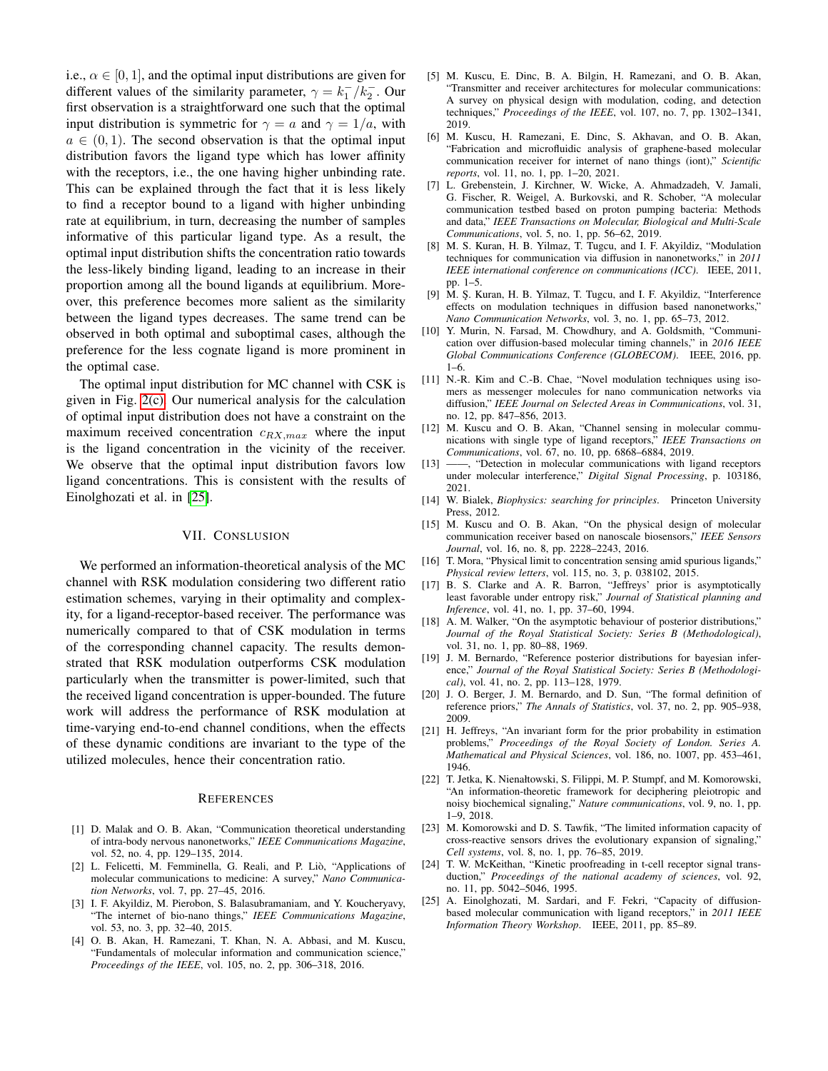i.e., $\alpha \in [0, 1]$, and the optimal input distributions are given for different values of the similarity parameter, $\gamma = k_1^- / k_2^-$. Our first observation is a straightforward one such that the optimal input distribution is symmetric for $\gamma = a$ and $\gamma = 1/a$, with $a \in (0, 1)$. The second observation is that the optimal input distribution favors the ligand type which has lower affinity with the receptors, i.e., the one having higher unbinding rate. This can be explained through the fact that it is less likely to find a receptor bound to a ligand with higher unbinding rate at equilibrium, in turn, decreasing the number of samples informative of this particular ligand type. As a result, the optimal input distribution shifts the concentration ratio towards the less-likely binding ligand, leading to an increase in their proportion among all the bound ligands at equilibrium. Moreover, this preference becomes more salient as the similarity between the ligand types decreases. The same trend can be observed in both optimal and suboptimal cases, although the preference for the less cognate ligand is more prominent in the optimal case.

The optimal input distribution for MC channel with CSK is given in Fig. 2(c). Our numerical analysis for the calculation of optimal input distribution does not have a constraint on the maximum received concentration $c_{RX,max}$ where the input is the ligand concentration in the vicinity of the receiver. We observe that the optimal input distribution favors low ligand concentrations. This is consistent with the results of Einolghozati et al. in [25].

## VII. Conslusion

We performed an information-theoretical analysis of the MC channel with RSK modulation considering two different ratio estimation schemes, varying in their optimality and complexity, for a ligand-receptor-based receiver. The performance was numerically compared to that of CSK modulation in terms of the corresponding channel capacity. The results demonstrated that RSK modulation outperforms CSK modulation particularly when the transmitter is power-limited, such that the received ligand concentration is upper-bounded. The future work will address the performance of RSK modulation at time-varying end-to-end channel conditions, when the effects of these dynamic conditions are invariant to the type of the utilized molecules, hence their concentration ratio.

## References

[1] D. Malak and O. B. Akan, "Communication theoretical understanding of intra-body nervous nanonetworks," *IEEE Communications Magazine*, vol. 52, no. 4, pp. 129–135, 2014.

[2] L. Felicetti, M. Femminella, G. Reali, and P. Liò, "Applications of molecular communications to medicine: A survey," *Nano Communication Networks*, vol. 7, pp. 27–45, 2016.

[3] I. F. Akyildiz, M. Pierobon, S. Balasubramaniam, and Y. Koucheryavy, "The internet of bio-nano things," *IEEE Communications Magazine*, vol. 53, no. 3, pp. 32–40, 2015.

[4] O. B. Akan, H. Ramezani, T. Khan, N. A. Abbasi, and M. Kuscu, "Fundamentals of molecular information and communication science," *Proceedings of the IEEE*, vol. 105, no. 2, pp. 306–318, 2016.

[5] M. Kuscu, E. Dinc, B. A. Bilgin, H. Ramezani, and O. B. Akan, "Transmitter and receiver architectures for molecular communications: A survey on physical design with modulation, coding, and detection techniques," *Proceedings of the IEEE*, vol. 107, no. 7, pp. 1302–1341, 2019.

[6] M. Kuscu, H. Ramezani, E. Dinc, S. Akhavan, and O. B. Akan, "Fabrication and microfluidic analysis of graphene-based molecular communication receiver for internet of nano things (iont)," *Scientific reports*, vol. 11, no. 1, pp. 1–20, 2021.

[7] L. Grebenstein, J. Kirchner, W. Wicke, A. Ahmadzadeh, V. Jamali, G. Fischer, R. Weigel, A. Burkovski, and R. Schober, "A molecular communication testbed based on proton pumping bacteria: Methods and data," *IEEE Transactions on Molecular, Biological and Multi-Scale Communications*, vol. 5, no. 1, pp. 56–62, 2019.

[8] M. S. Kuran, H. B. Yilmaz, T. Tugcu, and I. F. Akyildiz, "Modulation techniques for communication via diffusion in nanonetworks," in *2011 IEEE international conference on communications (ICC)*. IEEE, 2011, pp. 1–5.

[9] M. Ş. Kuran, H. B. Yilmaz, T. Tugcu, and I. F. Akyildiz, "Interference effects on modulation techniques in diffusion based nanonetworks," *Nano Communication Networks*, vol. 3, no. 1, pp. 65–73, 2012.

[10] Y. Murin, N. Farsad, M. Chowdhury, and A. Goldsmith, "Communication over diffusion-based molecular timing channels," in *2016 IEEE Global Communications Conference (GLOBECOM)*. IEEE, 2016, pp. 1–6.

[11] N.-R. Kim and C.-B. Chae, "Novel modulation techniques using isomers as messenger molecules for nano communication networks via diffusion," *IEEE Journal on Selected Areas in Communications*, vol. 31, no. 12, pp. 847–856, 2013.

[12] M. Kuscu and O. B. Akan, "Channel sensing in molecular communications with single type of ligand receptors," *IEEE Transactions on Communications*, vol. 67, no. 10, pp. 6868–6884, 2019.

[13] ——, "Detection in molecular communications with ligand receptors under molecular interference," *Digital Signal Processing*, p. 103186, 2021.

[14] W. Bialek, *Biophysics: searching for principles*. Princeton University Press, 2012.

[15] M. Kuscu and O. B. Akan, "On the physical design of molecular communication receiver based on nanoscale biosensors," *IEEE Sensors Journal*, vol. 16, no. 8, pp. 2228–2243, 2016.

[16] T. Mora, "Physical limit to concentration sensing amid spurious ligands," *Physical review letters*, vol. 115, no. 3, p. 038102, 2015.

[17] B. S. Clarke and A. R. Barron, "Jeffreys' prior is asymptotically least favorable under entropy risk," *Journal of Statistical planning and Inference*, vol. 41, no. 1, pp. 37–60, 1994.

[18] A. M. Walker, "On the asymptotic behaviour of posterior distributions," *Journal of the Royal Statistical Society: Series B (Methodological)*, vol. 31, no. 1, pp. 80–88, 1969.

[19] J. M. Bernardo, "Reference posterior distributions for bayesian inference," *Journal of the Royal Statistical Society: Series B (Methodological)*, vol. 41, no. 2, pp. 113–128, 1979.

[20] J. O. Berger, J. M. Bernardo, and D. Sun, "The formal definition of reference priors," *The Annals of Statistics*, vol. 37, no. 2, pp. 905–938, 2009.

[21] H. Jeffreys, "An invariant form for the prior probability in estimation problems," *Proceedings of the Royal Society of London. Series A. Mathematical and Physical Sciences*, vol. 186, no. 1007, pp. 453–461, 1946.

[22] T. Jetka, K. Nienałtowski, S. Filippi, M. P. Stumpf, and M. Komorowski, "An information-theoretic framework for deciphering pleiotropic and noisy biochemical signaling," *Nature communications*, vol. 9, no. 1, pp. 1–9, 2018.

[23] M. Komorowski and D. S. Tawfik, "The limited information capacity of cross-reactive sensors drives the evolutionary expansion of signaling," *Cell systems*, vol. 8, no. 1, pp. 76–85, 2019.

[24] T. W. McKeithan, "Kinetic proofreading in t-cell receptor signal transduction," *Proceedings of the national academy of sciences*, vol. 92, no. 11, pp. 5042–5046, 1995.

[25] A. Einolghozati, M. Sardari, and F. Fekri, "Capacity of diffusion-based molecular communication with ligand receptors," in *2011 IEEE Information Theory Workshop*. IEEE, 2011, pp. 85–89.